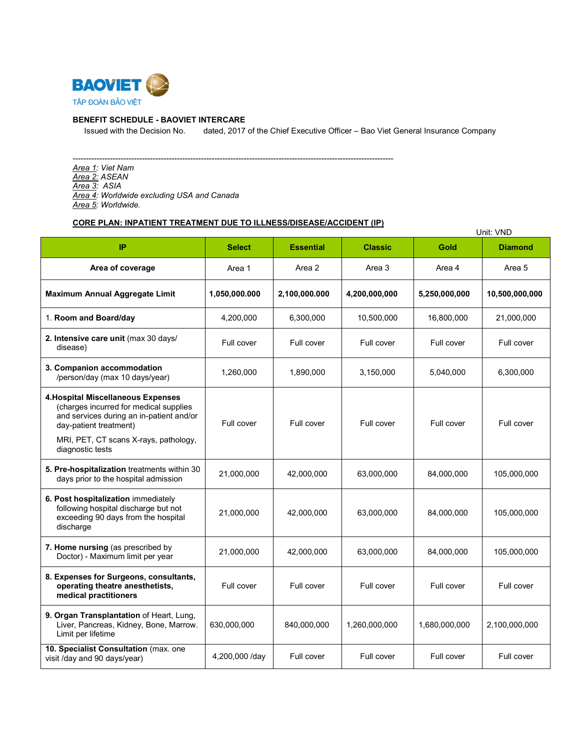BAOVIET

TẬP ĐOÀN BẢO VIỆT

**BENEFIT SCHEDULE - BAOVIET INTERCARE**

Issued with the Decision No.  dated, 2017 of the Chief Executive Officer – Bao Viet General Insurance Company

---

*Area 1: Viet Nam*
*Area 2: ASEAN*
*Area 3: ASIA*
*Area 4: Worldwide excluding USA and Canada*
*Area 5: Worldwide.*

**CORE PLAN: INPATIENT TREATMENT DUE TO ILLNESS/DISEASE/ACCIDENT (IP)**

Unit: VND

| IP | Select | Essential | Classic | Gold | Diamond |
|---|---|---|---|---|---|
| **Area of coverage** | Area 1 | Area 2 | Area 3 | Area 4 | Area 5 |
| **Maximum Annual Aggregate Limit** | **1,050,000.000** | **2,100,000.000** | **4,200,000,000** | **5,250,000,000** | **10,500,000,000** |
| 1. **Room and Board/day** | 4,200,000 | 6,300,000 | 10,500,000 | 16,800,000 | 21,000,000 |
| 2. **Intensive care unit** (max 30 days/ disease) | Full cover | Full cover | Full cover | Full cover | Full cover |
| 3. **Companion accommodation** /person/day (max 10 days/year) | 1,260,000 | 1,890,000 | 3,150,000 | 5,040,000 | 6,300,000 |
| **4.Hospital Miscellaneous Expenses** (charges incurred for medical supplies and services during an in-patient and/or day-patient treatment) MRI, PET, CT scans X-rays, pathology, diagnostic tests | Full cover | Full cover | Full cover | Full cover | Full cover |
| 5. **Pre-hospitalization** treatments within 30 days prior to the hospital admission | 21,000,000 | 42,000,000 | 63,000,000 | 84,000,000 | 105,000,000 |
| 6. **Post hospitalization** immediately following hospital discharge but not exceeding 90 days from the hospital discharge | 21,000,000 | 42,000,000 | 63,000,000 | 84,000,000 | 105,000,000 |
| 7. **Home nursing** (as prescribed by Doctor) - Maximum limit per year | 21,000,000 | 42,000,000 | 63,000,000 | 84,000,000 | 105,000,000 |
| **8. Expenses for Surgeons, consultants, operating theatre anesthetists, medical practitioners** | Full cover | Full cover | Full cover | Full cover | Full cover |
| 9. **Organ Transplantation** of Heart, Lung, Liver, Pancreas, Kidney, Bone, Marrow. Limit per lifetime | 630,000,000 | 840,000,000 | 1,260,000,000 | 1,680,000,000 | 2,100,000,000 |
| **10. Specialist Consultation** (max. one visit /day and 90 days/year) | 4,200,000 /day | Full cover | Full cover | Full cover | Full cover |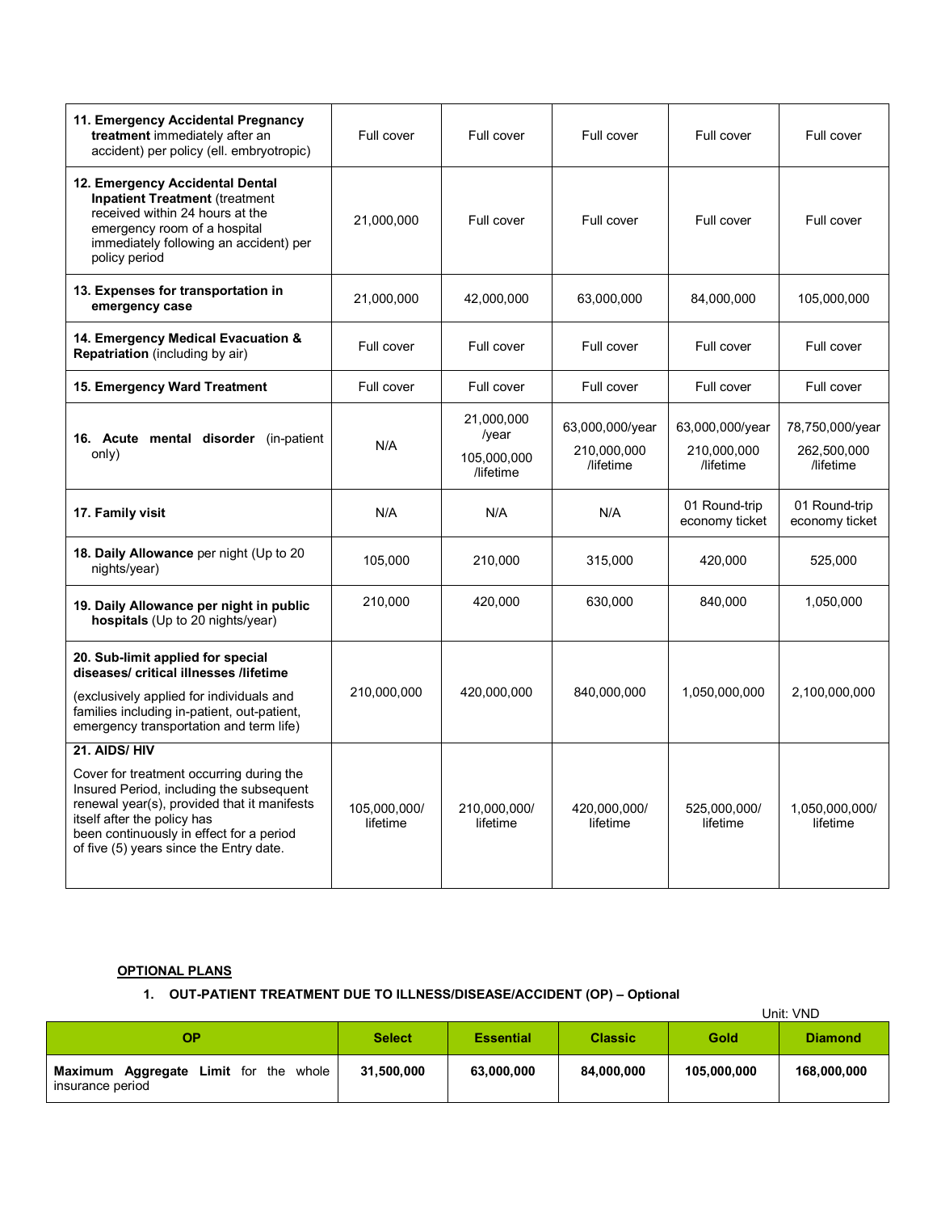| | | | | | |
|---|---|---|---|---|---|
| **11. Emergency Accidental Pregnancy treatment** immediately after an accident) per policy (ell. embryotropic) | Full cover | Full cover | Full cover | Full cover | Full cover |
| **12. Emergency Accidental Dental Inpatient Treatment** (treatment received within 24 hours at the emergency room of a hospital immediately following an accident) per policy period | 21,000,000 | Full cover | Full cover | Full cover | Full cover |
| **13. Expenses for transportation in emergency case** | 21,000,000 | 42,000,000 | 63,000,000 | 84,000,000 | 105,000,000 |
| **14. Emergency Medical Evacuation & Repatriation** (including by air) | Full cover | Full cover | Full cover | Full cover | Full cover |
| **15. Emergency Ward Treatment** | Full cover | Full cover | Full cover | Full cover | Full cover |
| **16. Acute mental disorder** (in-patient only) | N/A | 21,000,000 /year 105,000,000 /lifetime | 63,000,000/year 210,000,000 /lifetime | 63,000,000/year 210,000,000 /lifetime | 78,750,000/year 262,500,000 /lifetime |
| **17. Family visit** | N/A | N/A | N/A | 01 Round-trip economy ticket | 01 Round-trip economy ticket |
| **18. Daily Allowance** per night (Up to 20 nights/year) | 105,000 | 210,000 | 315,000 | 420,000 | 525,000 |
| **19. Daily Allowance per night in public hospitals** (Up to 20 nights/year) | 210,000 | 420,000 | 630,000 | 840,000 | 1,050,000 |
| **20. Sub-limit applied for special diseases/ critical illnesses /lifetime** (exclusively applied for individuals and families including in-patient, out-patient, emergency transportation and term life) | 210,000,000 | 420,000,000 | 840,000,000 | 1,050,000,000 | 2,100,000,000 |
| **21. AIDS/ HIV** Cover for treatment occurring during the Insured Period, including the subsequent renewal year(s), provided that it manifests itself after the policy has been continuously in effect for a period of five (5) years since the Entry date. | 105,000,000/ lifetime | 210,000,000/ lifetime | 420,000,000/ lifetime | 525,000,000/ lifetime | 1,050,000,000/ lifetime |

**OPTIONAL PLANS**

1. **OUT-PATIENT TREATMENT DUE TO ILLNESS/DISEASE/ACCIDENT (OP) – Optional**

Unit: VND

| OP | Select | Essential | Classic | Gold | Diamond |
|---|---|---|---|---|---|
| **Maximum Aggregate Limit** for the whole insurance period | **31,500,000** | **63,000,000** | **84,000,000** | **105,000,000** | **168,000,000** |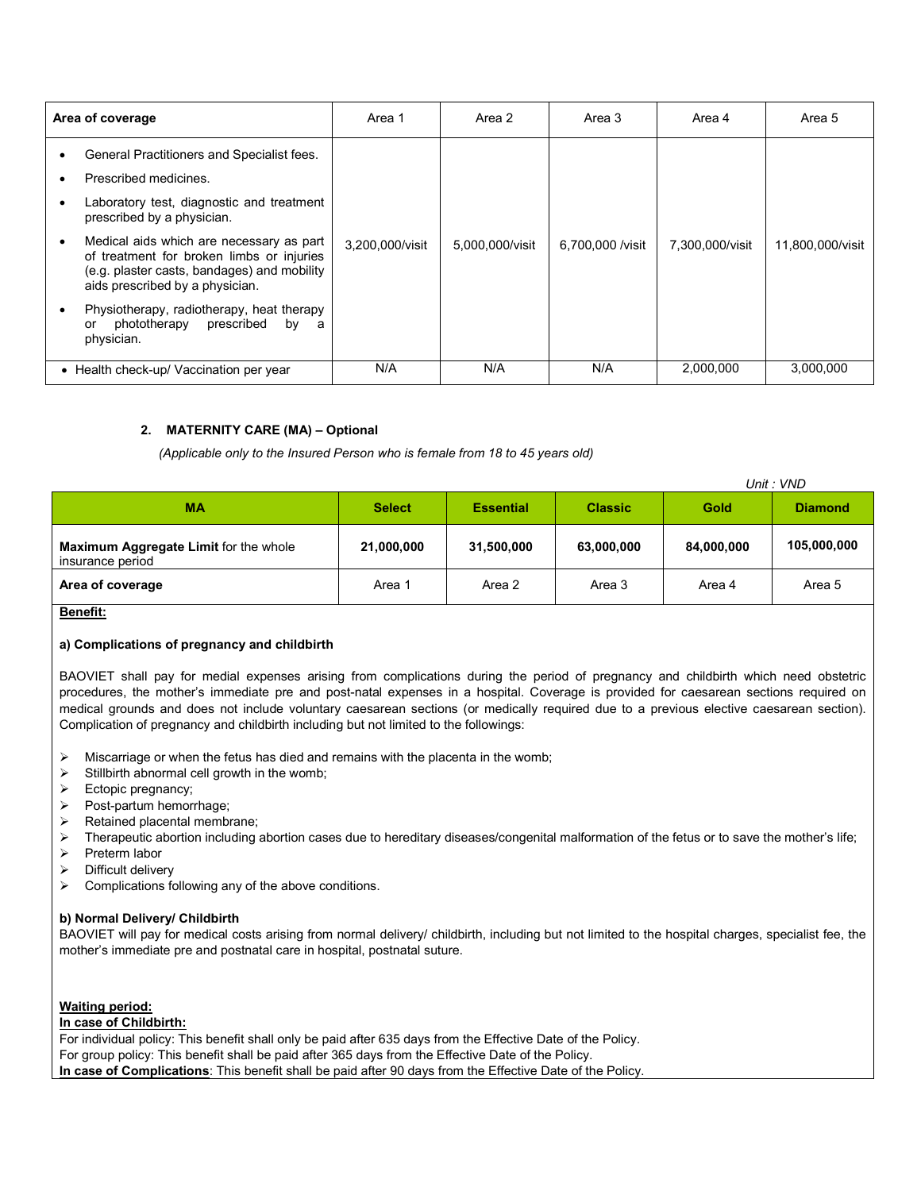| Area of coverage | Area 1 | Area 2 | Area 3 | Area 4 | Area 5 |
|---|---|---|---|---|---|
| • General Practitioners and Specialist fees.<br>• Prescribed medicines.<br>• Laboratory test, diagnostic and treatment prescribed by a physician.<br>• Medical aids which are necessary as part of treatment for broken limbs or injuries (e.g. plaster casts, bandages) and mobility aids prescribed by a physician.<br>• Physiotherapy, radiotherapy, heat therapy or phototherapy prescribed by a physician. | 3,200,000/visit | 5,000,000/visit | 6,700,000 /visit | 7,300,000/visit | 11,800,000/visit |
| • Health check-up/ Vaccination per year | N/A | N/A | N/A | 2,000,000 | 3,000,000 |

## 2. MATERNITY CARE (MA) – Optional

*(Applicable only to the Insured Person who is female from 18 to 45 years old)*

*Unit : VND*

| MA | Select | Essential | Classic | Gold | Diamond |
|---|---|---|---|---|---|
| **Maximum Aggregate Limit** for the whole insurance period | **21,000,000** | **31,500,000** | **63,000,000** | **84,000,000** | **105,000,000** |
| **Area of coverage** | Area 1 | Area 2 | Area 3 | Area 4 | Area 5 |

**Benefit:**

**a) Complications of pregnancy and childbirth**

BAOVIET shall pay for medial expenses arising from complications during the period of pregnancy and childbirth which need obstetric procedures, the mother's immediate pre and post-natal expenses in a hospital. Coverage is provided for caesarean sections required on medical grounds and does not include voluntary caesarean sections (or medically required due to a previous elective caesarean section). Complication of pregnancy and childbirth including but not limited to the followings:

- Miscarriage or when the fetus has died and remains with the placenta in the womb;
- Stillbirth abnormal cell growth in the womb;
- Ectopic pregnancy;
- Post-partum hemorrhage;
- Retained placental membrane;
- Therapeutic abortion including abortion cases due to hereditary diseases/congenital malformation of the fetus or to save the mother's life;
- Preterm labor
- Difficult delivery
- Complications following any of the above conditions.

**b) Normal Delivery/ Childbirth**

BAOVIET will pay for medical costs arising from normal delivery/ childbirth, including but not limited to the hospital charges, specialist fee, the mother's immediate pre and postnatal care in hospital, postnatal suture.

**Waiting period:**

**In case of Childbirth:**

For individual policy: This benefit shall only be paid after 635 days from the Effective Date of the Policy.

For group policy: This benefit shall be paid after 365 days from the Effective Date of the Policy.

**In case of Complications**: This benefit shall be paid after 90 days from the Effective Date of the Policy.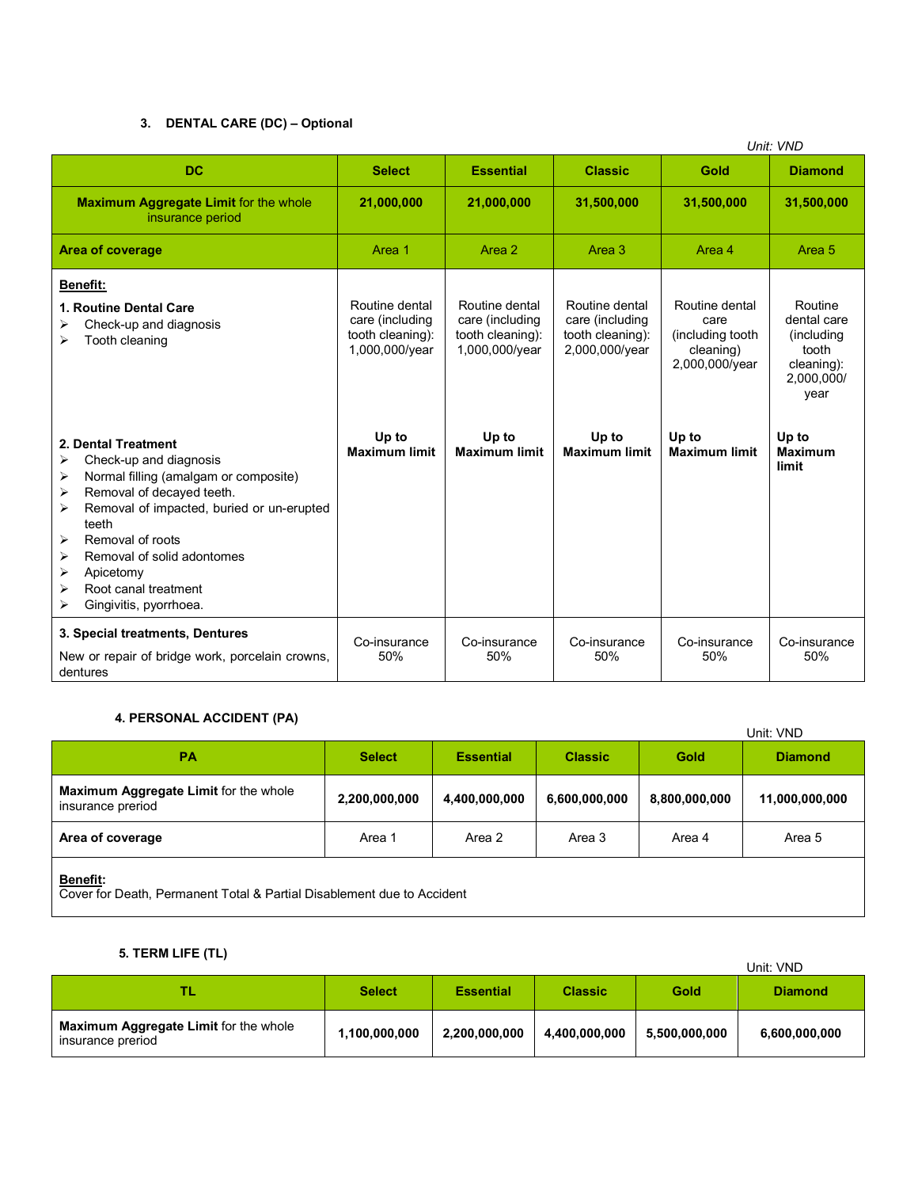### 3. DENTAL CARE (DC) – Optional

Unit: VND

| DC | Select | Essential | Classic | Gold | Diamond |
|---|---|---|---|---|---|
| **Maximum Aggregate Limit** for the whole insurance period | **21,000,000** | **21,000,000** | **31,500,000** | **31,500,000** | **31,500,000** |
| **Area of coverage** | Area 1 | Area 2 | Area 3 | Area 4 | Area 5 |
| **<u>Benefit:</u>**<br>**1. Routine Dental Care**<br>➢ Check-up and diagnosis<br>➢ Tooth cleaning | Routine dental care (including tooth cleaning): 1,000,000/year | Routine dental care (including tooth cleaning): 1,000,000/year | Routine dental care (including tooth cleaning): 2,000,000/year | Routine dental care (including tooth cleaning) 2,000,000/year | Routine dental care (including tooth cleaning): 2,000,000/ year |
| **2. Dental Treatment**<br>➢ Check-up and diagnosis<br>➢ Normal filling (amalgam or composite)<br>➢ Removal of decayed teeth.<br>➢ Removal of impacted, buried or un-erupted teeth<br>➢ Removal of roots<br>➢ Removal of solid adontomes<br>➢ Apicetomy<br>➢ Root canal treatment<br>➢ Gingivitis, pyorrhoea. | **Up to Maximum limit** | **Up to Maximum limit** | **Up to Maximum limit** | **Up to Maximum limit** | **Up to Maximum limit** |
| **3. Special treatments, Dentures**<br>New or repair of bridge work, porcelain crowns, dentures | Co-insurance 50% | Co-insurance 50% | Co-insurance 50% | Co-insurance 50% | Co-insurance 50% |

### 4. PERSONAL ACCIDENT (PA)

Unit: VND

| PA | Select | Essential | Classic | Gold | Diamond |
|---|---|---|---|---|---|
| **Maximum Aggregate Limit** for the whole insurance preriod | **2,200,000,000** | **4,400,000,000** | **6,600,000,000** | **8,800,000,000** | **11,000,000,000** |
| **Area of coverage** | Area 1 | Area 2 | Area 3 | Area 4 | Area 5 |
| **<u>Benefit</u>:**<br>Cover for Death, Permanent Total & Partial Disablement due to Accident | | | | | |

### 5. TERM LIFE (TL)

Unit: VND

| TL | Select | Essential | Classic | Gold | Diamond |
|---|---|---|---|---|---|
| **Maximum Aggregate Limit** for the whole insurance preriod | **1,100,000,000** | **2,200,000,000** | **4,400,000,000** | **5,500,000,000** | **6,600,000,000** |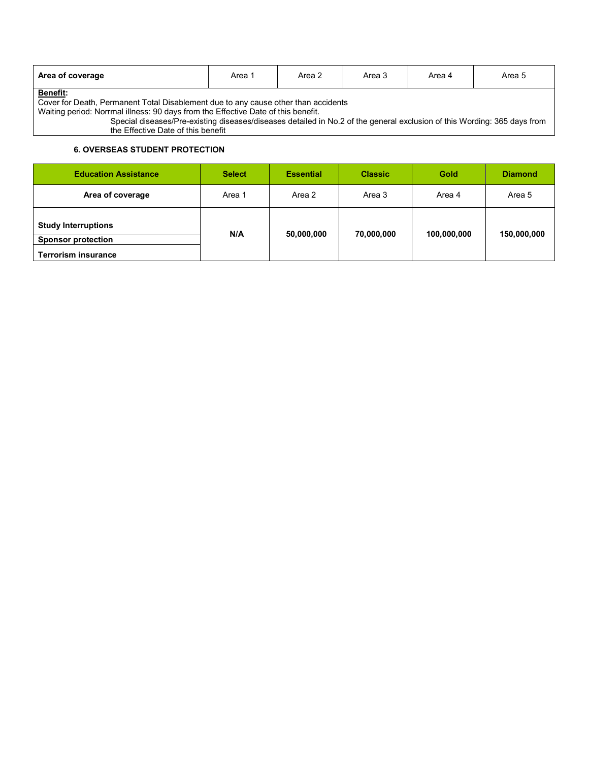| Area of coverage | Area 1 | Area 2 | Area 3 | Area 4 | Area 5 |
|---|---|---|---|---|---|
| **Benefit**:<br>Cover for Death, Permanent Total Disablement due to any cause other than accidents<br>Waiting period: Norrmal illness: 90 days from the Effective Date of this benefit.<br>Special diseases/Pre-existing diseases/diseases detailed in No.2 of the general exclusion of this Wording: 365 days from the Effective Date of this benefit | | | | | |

#### 6. OVERSEAS STUDENT PROTECTION

| Education Assistance | Select | Essential | Classic | Gold | Diamond |
|---|---|---|---|---|---|
| **Area of coverage** | Area 1 | Area 2 | Area 3 | Area 4 | Area 5 |
| **Study Interruptions**<br>**Sponsor protection**<br>**Terrorism insurance** | **N/A** | **50,000,000** | **70,000,000** | **100,000,000** | **150,000,000** |